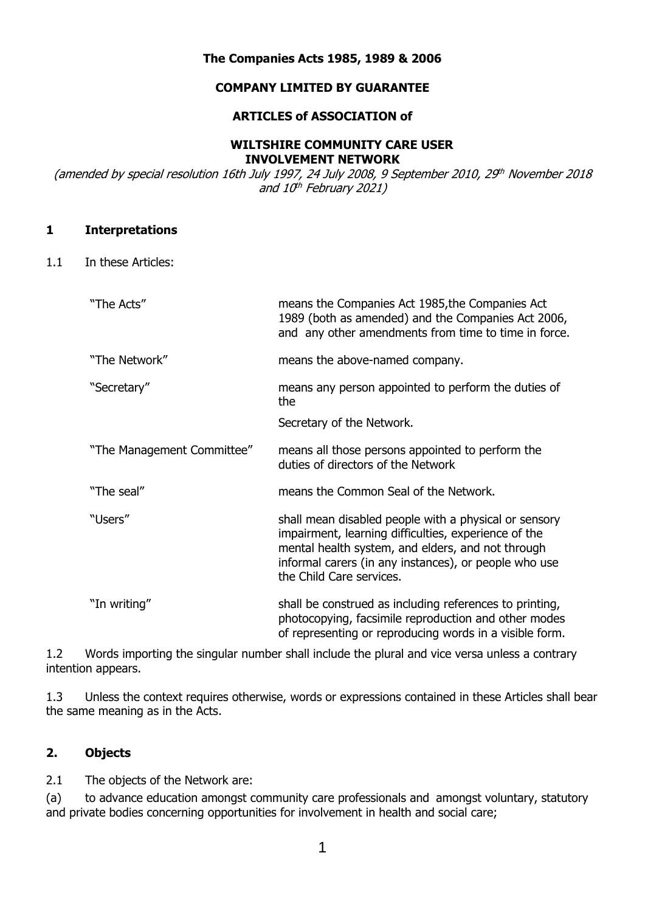**The Companies Acts 1985, 1989 & 2006**

**COMPANY LIMITED BY GUARANTEE**

**ARTICLES of ASSOCIATION of**

**WILTSHIRE COMMUNITY CARE USER INVOLVEMENT NETWORK**

*(amended by special resolution 16th July 1997, 24 July 2008, 9 September 2010, 29th November 2018 and 10th February 2021)*

## 1 Interpretations

1.1 In these Articles:

| | |
|---|---|
| "The Acts" | means the Companies Act 1985,the Companies Act 1989 (both as amended) and the Companies Act 2006, and any other amendments from time to time in force. |
| "The Network" | means the above-named company. |
| "Secretary" | means any person appointed to perform the duties of the Secretary of the Network. |
| "The Management Committee" | means all those persons appointed to perform the duties of directors of the Network |
| "The seal" | means the Common Seal of the Network. |
| "Users" | shall mean disabled people with a physical or sensory impairment, learning difficulties, experience of the mental health system, and elders, and not through informal carers (in any instances), or people who use the Child Care services. |
| "In writing" | shall be construed as including references to printing, photocopying, facsimile reproduction and other modes of representing or reproducing words in a visible form. |

1.2 Words importing the singular number shall include the plural and vice versa unless a contrary intention appears.

1.3 Unless the context requires otherwise, words or expressions contained in these Articles shall bear the same meaning as in the Acts.

## 2. Objects

2.1 The objects of the Network are:

(a) to advance education amongst community care professionals and amongst voluntary, statutory and private bodies concerning opportunities for involvement in health and social care;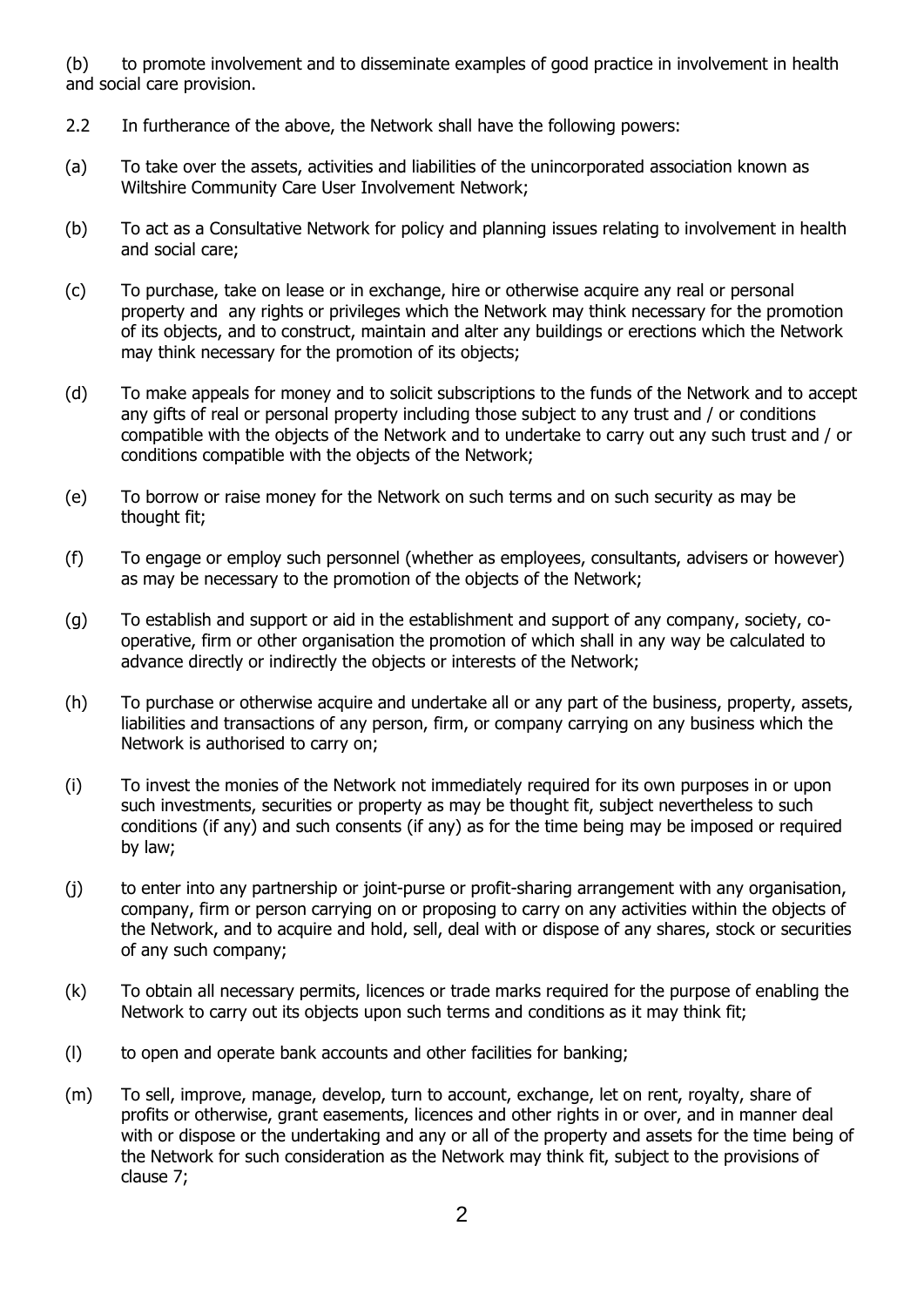(b) to promote involvement and to disseminate examples of good practice in involvement in health and social care provision.

2.2 In furtherance of the above, the Network shall have the following powers:

(a) To take over the assets, activities and liabilities of the unincorporated association known as Wiltshire Community Care User Involvement Network;

(b) To act as a Consultative Network for policy and planning issues relating to involvement in health and social care;

(c) To purchase, take on lease or in exchange, hire or otherwise acquire any real or personal property and any rights or privileges which the Network may think necessary for the promotion of its objects, and to construct, maintain and alter any buildings or erections which the Network may think necessary for the promotion of its objects;

(d) To make appeals for money and to solicit subscriptions to the funds of the Network and to accept any gifts of real or personal property including those subject to any trust and / or conditions compatible with the objects of the Network and to undertake to carry out any such trust and / or conditions compatible with the objects of the Network;

(e) To borrow or raise money for the Network on such terms and on such security as may be thought fit;

(f) To engage or employ such personnel (whether as employees, consultants, advisers or however) as may be necessary to the promotion of the objects of the Network;

(g) To establish and support or aid in the establishment and support of any company, society, co-operative, firm or other organisation the promotion of which shall in any way be calculated to advance directly or indirectly the objects or interests of the Network;

(h) To purchase or otherwise acquire and undertake all or any part of the business, property, assets, liabilities and transactions of any person, firm, or company carrying on any business which the Network is authorised to carry on;

(i) To invest the monies of the Network not immediately required for its own purposes in or upon such investments, securities or property as may be thought fit, subject nevertheless to such conditions (if any) and such consents (if any) as for the time being may be imposed or required by law;

(j) to enter into any partnership or joint-purse or profit-sharing arrangement with any organisation, company, firm or person carrying on or proposing to carry on any activities within the objects of the Network, and to acquire and hold, sell, deal with or dispose of any shares, stock or securities of any such company;

(k) To obtain all necessary permits, licences or trade marks required for the purpose of enabling the Network to carry out its objects upon such terms and conditions as it may think fit;

(l) to open and operate bank accounts and other facilities for banking;

(m) To sell, improve, manage, develop, turn to account, exchange, let on rent, royalty, share of profits or otherwise, grant easements, licences and other rights in or over, and in manner deal with or dispose or the undertaking and any or all of the property and assets for the time being of the Network for such consideration as the Network may think fit, subject to the provisions of clause 7;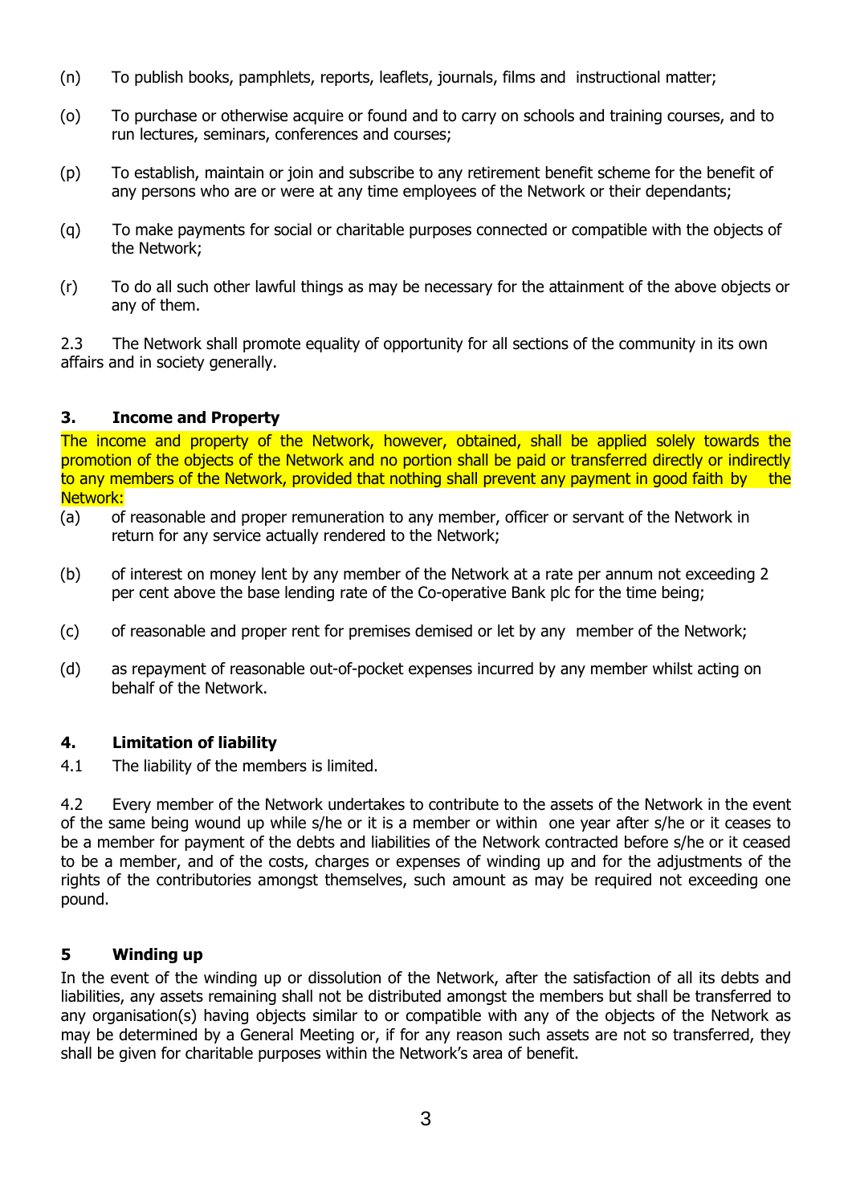(n) To publish books, pamphlets, reports, leaflets, journals, films and instructional matter;

(o) To purchase or otherwise acquire or found and to carry on schools and training courses, and to run lectures, seminars, conferences and courses;

(p) To establish, maintain or join and subscribe to any retirement benefit scheme for the benefit of any persons who are or were at any time employees of the Network or their dependants;

(q) To make payments for social or charitable purposes connected or compatible with the objects of the Network;

(r) To do all such other lawful things as may be necessary for the attainment of the above objects or any of them.

2.3 The Network shall promote equality of opportunity for all sections of the community in its own affairs and in society generally.

### 3. Income and Property

The income and property of the Network, however, obtained, shall be applied solely towards the promotion of the objects of the Network and no portion shall be paid or transferred directly or indirectly to any members of the Network, provided that nothing shall prevent any payment in good faith by the Network:

(a) of reasonable and proper remuneration to any member, officer or servant of the Network in return for any service actually rendered to the Network;

(b) of interest on money lent by any member of the Network at a rate per annum not exceeding 2 per cent above the base lending rate of the Co-operative Bank plc for the time being;

(c) of reasonable and proper rent for premises demised or let by any member of the Network;

(d) as repayment of reasonable out-of-pocket expenses incurred by any member whilst acting on behalf of the Network.

### 4. Limitation of liability

4.1 The liability of the members is limited.

4.2 Every member of the Network undertakes to contribute to the assets of the Network in the event of the same being wound up while s/he or it is a member or within one year after s/he or it ceases to be a member for payment of the debts and liabilities of the Network contracted before s/he or it ceased to be a member, and of the costs, charges or expenses of winding up and for the adjustments of the rights of the contributories amongst themselves, such amount as may be required not exceeding one pound.

### 5 Winding up

In the event of the winding up or dissolution of the Network, after the satisfaction of all its debts and liabilities, any assets remaining shall not be distributed amongst the members but shall be transferred to any organisation(s) having objects similar to or compatible with any of the objects of the Network as may be determined by a General Meeting or, if for any reason such assets are not so transferred, they shall be given for charitable purposes within the Network's area of benefit.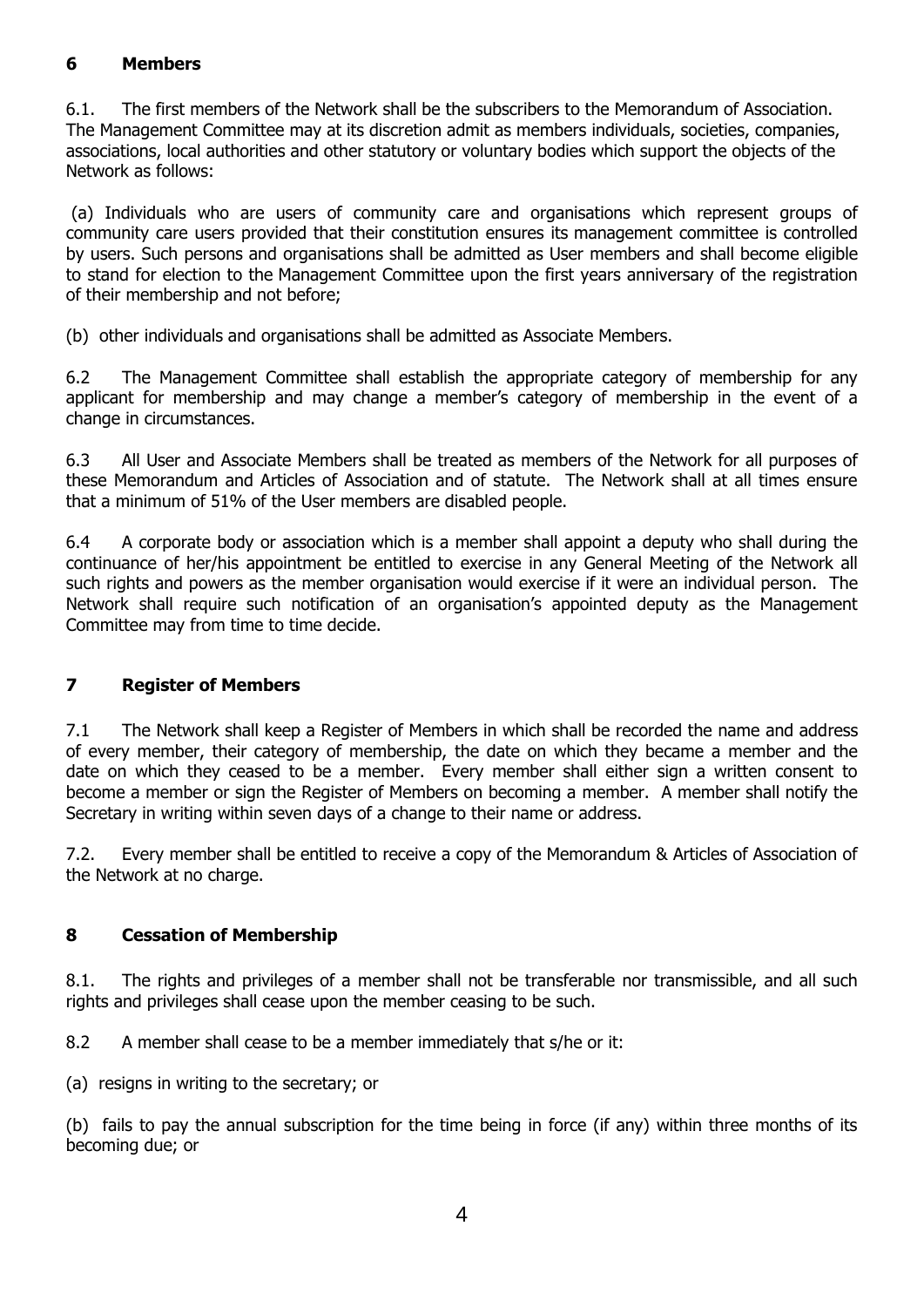## 6 Members

6.1. The first members of the Network shall be the subscribers to the Memorandum of Association. The Management Committee may at its discretion admit as members individuals, societies, companies, associations, local authorities and other statutory or voluntary bodies which support the objects of the Network as follows:

(a) Individuals who are users of community care and organisations which represent groups of community care users provided that their constitution ensures its management committee is controlled by users. Such persons and organisations shall be admitted as User members and shall become eligible to stand for election to the Management Committee upon the first years anniversary of the registration of their membership and not before;

(b) other individuals and organisations shall be admitted as Associate Members.

6.2 The Management Committee shall establish the appropriate category of membership for any applicant for membership and may change a member's category of membership in the event of a change in circumstances.

6.3 All User and Associate Members shall be treated as members of the Network for all purposes of these Memorandum and Articles of Association and of statute. The Network shall at all times ensure that a minimum of 51% of the User members are disabled people.

6.4 A corporate body or association which is a member shall appoint a deputy who shall during the continuance of her/his appointment be entitled to exercise in any General Meeting of the Network all such rights and powers as the member organisation would exercise if it were an individual person. The Network shall require such notification of an organisation's appointed deputy as the Management Committee may from time to time decide.

## 7 Register of Members

7.1 The Network shall keep a Register of Members in which shall be recorded the name and address of every member, their category of membership, the date on which they became a member and the date on which they ceased to be a member. Every member shall either sign a written consent to become a member or sign the Register of Members on becoming a member. A member shall notify the Secretary in writing within seven days of a change to their name or address.

7.2. Every member shall be entitled to receive a copy of the Memorandum & Articles of Association of the Network at no charge.

## 8 Cessation of Membership

8.1. The rights and privileges of a member shall not be transferable nor transmissible, and all such rights and privileges shall cease upon the member ceasing to be such.

8.2 A member shall cease to be a member immediately that s/he or it:

(a) resigns in writing to the secretary; or

(b) fails to pay the annual subscription for the time being in force (if any) within three months of its becoming due; or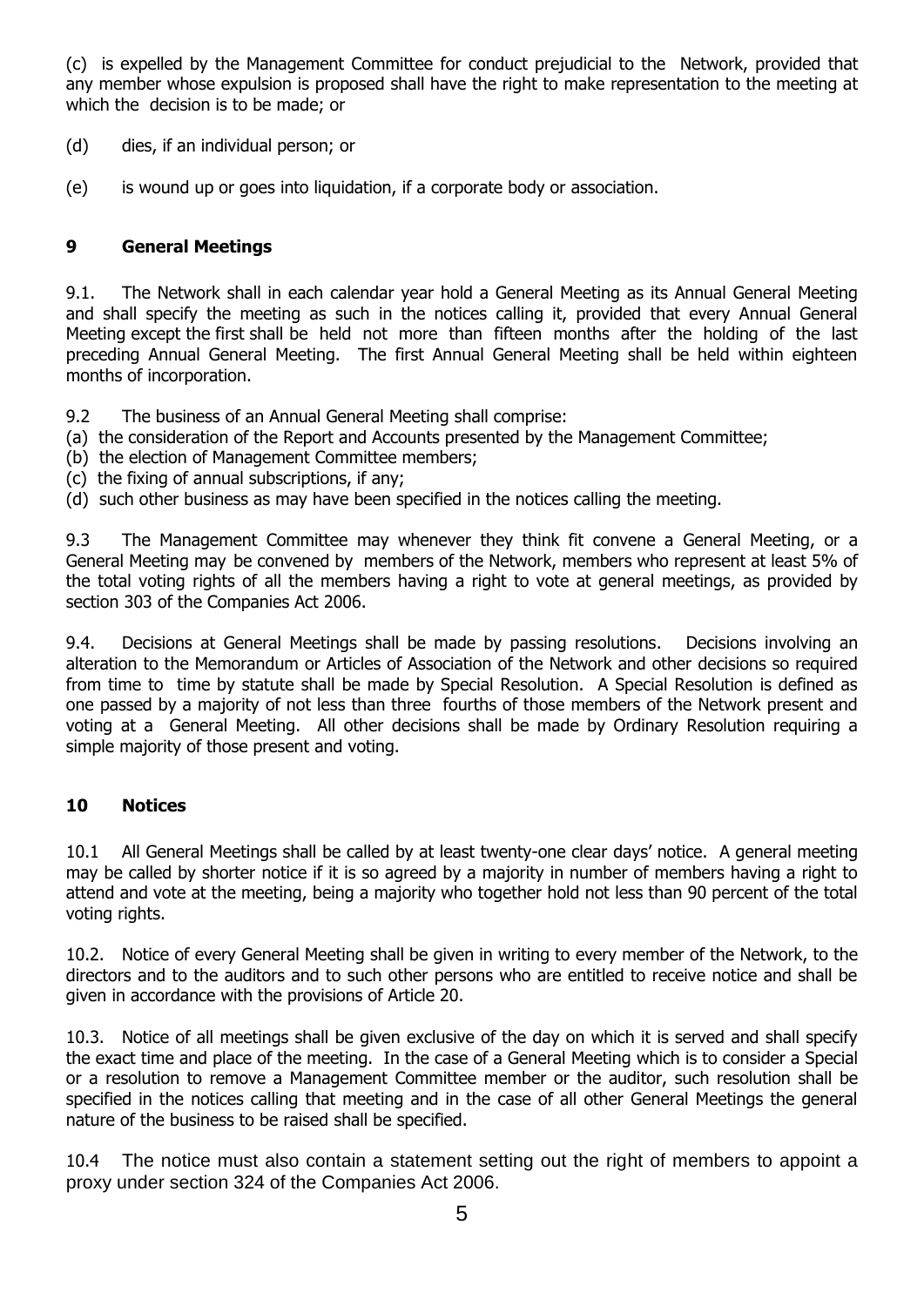(c) is expelled by the Management Committee for conduct prejudicial to the Network, provided that any member whose expulsion is proposed shall have the right to make representation to the meeting at which the decision is to be made; or

(d) dies, if an individual person; or

(e) is wound up or goes into liquidation, if a corporate body or association.

## 9 General Meetings

9.1. The Network shall in each calendar year hold a General Meeting as its Annual General Meeting and shall specify the meeting as such in the notices calling it, provided that every Annual General Meeting except the first shall be held not more than fifteen months after the holding of the last preceding Annual General Meeting. The first Annual General Meeting shall be held within eighteen months of incorporation.

9.2 The business of an Annual General Meeting shall comprise:

(a) the consideration of the Report and Accounts presented by the Management Committee;
(b) the election of Management Committee members;
(c) the fixing of annual subscriptions, if any;
(d) such other business as may have been specified in the notices calling the meeting.

9.3 The Management Committee may whenever they think fit convene a General Meeting, or a General Meeting may be convened by members of the Network, members who represent at least 5% of the total voting rights of all the members having a right to vote at general meetings, as provided by section 303 of the Companies Act 2006.

9.4. Decisions at General Meetings shall be made by passing resolutions. Decisions involving an alteration to the Memorandum or Articles of Association of the Network and other decisions so required from time to time by statute shall be made by Special Resolution. A Special Resolution is defined as one passed by a majority of not less than three fourths of those members of the Network present and voting at a General Meeting. All other decisions shall be made by Ordinary Resolution requiring a simple majority of those present and voting.

## 10 Notices

10.1 All General Meetings shall be called by at least twenty-one clear days' notice. A general meeting may be called by shorter notice if it is so agreed by a majority in number of members having a right to attend and vote at the meeting, being a majority who together hold not less than 90 percent of the total voting rights.

10.2. Notice of every General Meeting shall be given in writing to every member of the Network, to the directors and to the auditors and to such other persons who are entitled to receive notice and shall be given in accordance with the provisions of Article 20.

10.3. Notice of all meetings shall be given exclusive of the day on which it is served and shall specify the exact time and place of the meeting. In the case of a General Meeting which is to consider a Special or a resolution to remove a Management Committee member or the auditor, such resolution shall be specified in the notices calling that meeting and in the case of all other General Meetings the general nature of the business to be raised shall be specified.

10.4 The notice must also contain a statement setting out the right of members to appoint a proxy under section 324 of the Companies Act 2006.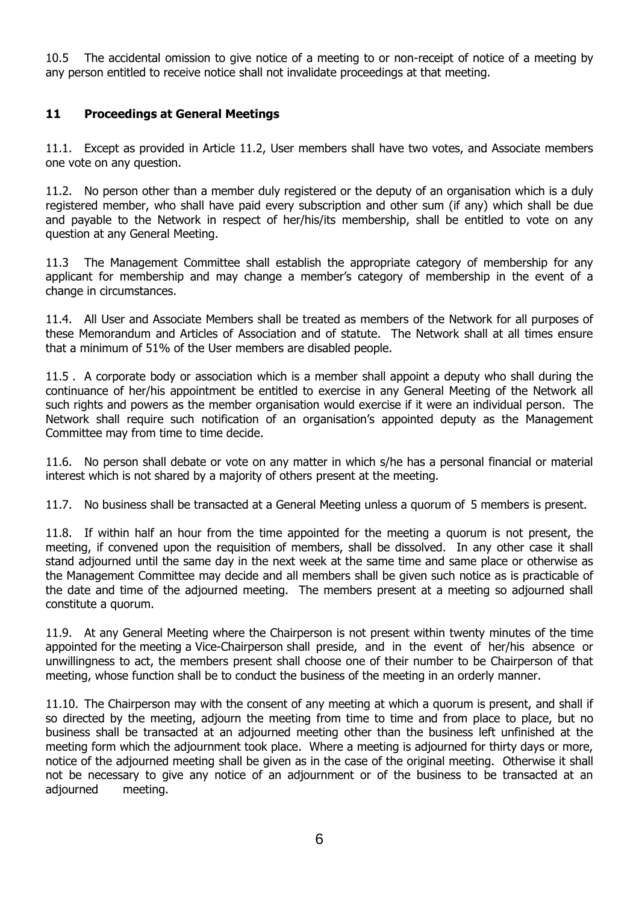10.5 The accidental omission to give notice of a meeting to or non-receipt of notice of a meeting by any person entitled to receive notice shall not invalidate proceedings at that meeting.

## 11 Proceedings at General Meetings

11.1. Except as provided in Article 11.2, User members shall have two votes, and Associate members one vote on any question.

11.2. No person other than a member duly registered or the deputy of an organisation which is a duly registered member, who shall have paid every subscription and other sum (if any) which shall be due and payable to the Network in respect of her/his/its membership, shall be entitled to vote on any question at any General Meeting.

11.3 The Management Committee shall establish the appropriate category of membership for any applicant for membership and may change a member's category of membership in the event of a change in circumstances.

11.4. All User and Associate Members shall be treated as members of the Network for all purposes of these Memorandum and Articles of Association and of statute. The Network shall at all times ensure that a minimum of 51% of the User members are disabled people.

11.5 . A corporate body or association which is a member shall appoint a deputy who shall during the continuance of her/his appointment be entitled to exercise in any General Meeting of the Network all such rights and powers as the member organisation would exercise if it were an individual person. The Network shall require such notification of an organisation's appointed deputy as the Management Committee may from time to time decide.

11.6. No person shall debate or vote on any matter in which s/he has a personal financial or material interest which is not shared by a majority of others present at the meeting.

11.7. No business shall be transacted at a General Meeting unless a quorum of 5 members is present.

11.8. If within half an hour from the time appointed for the meeting a quorum is not present, the meeting, if convened upon the requisition of members, shall be dissolved. In any other case it shall stand adjourned until the same day in the next week at the same time and same place or otherwise as the Management Committee may decide and all members shall be given such notice as is practicable of the date and time of the adjourned meeting. The members present at a meeting so adjourned shall constitute a quorum.

11.9. At any General Meeting where the Chairperson is not present within twenty minutes of the time appointed for the meeting a Vice-Chairperson shall preside, and in the event of her/his absence or unwillingness to act, the members present shall choose one of their number to be Chairperson of that meeting, whose function shall be to conduct the business of the meeting in an orderly manner.

11.10. The Chairperson may with the consent of any meeting at which a quorum is present, and shall if so directed by the meeting, adjourn the meeting from time to time and from place to place, but no business shall be transacted at an adjourned meeting other than the business left unfinished at the meeting form which the adjournment took place. Where a meeting is adjourned for thirty days or more, notice of the adjourned meeting shall be given as in the case of the original meeting. Otherwise it shall not be necessary to give any notice of an adjournment or of the business to be transacted at an adjourned meeting.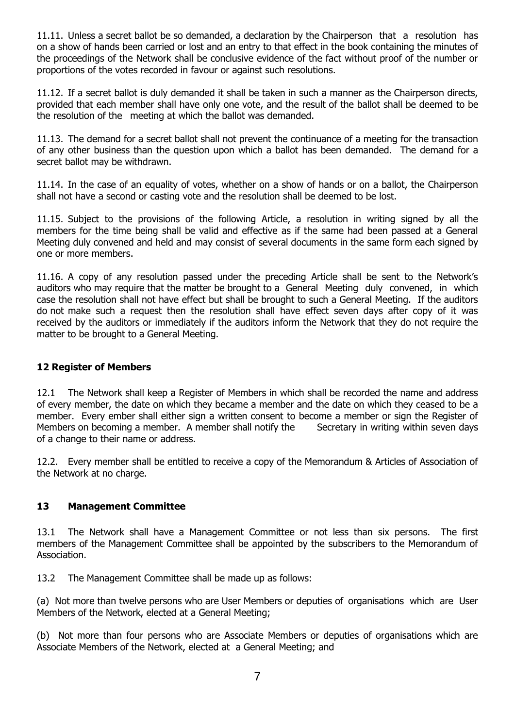11.11. Unless a secret ballot be so demanded, a declaration by the Chairperson that a resolution has on a show of hands been carried or lost and an entry to that effect in the book containing the minutes of the proceedings of the Network shall be conclusive evidence of the fact without proof of the number or proportions of the votes recorded in favour or against such resolutions.

11.12. If a secret ballot is duly demanded it shall be taken in such a manner as the Chairperson directs, provided that each member shall have only one vote, and the result of the ballot shall be deemed to be the resolution of the meeting at which the ballot was demanded.

11.13. The demand for a secret ballot shall not prevent the continuance of a meeting for the transaction of any other business than the question upon which a ballot has been demanded. The demand for a secret ballot may be withdrawn.

11.14. In the case of an equality of votes, whether on a show of hands or on a ballot, the Chairperson shall not have a second or casting vote and the resolution shall be deemed to be lost.

11.15. Subject to the provisions of the following Article, a resolution in writing signed by all the members for the time being shall be valid and effective as if the same had been passed at a General Meeting duly convened and held and may consist of several documents in the same form each signed by one or more members.

11.16. A copy of any resolution passed under the preceding Article shall be sent to the Network's auditors who may require that the matter be brought to a General Meeting duly convened, in which case the resolution shall not have effect but shall be brought to such a General Meeting. If the auditors do not make such a request then the resolution shall have effect seven days after copy of it was received by the auditors or immediately if the auditors inform the Network that they do not require the matter to be brought to a General Meeting.

### 12 Register of Members

12.1 The Network shall keep a Register of Members in which shall be recorded the name and address of every member, the date on which they became a member and the date on which they ceased to be a member. Every ember shall either sign a written consent to become a member or sign the Register of Members on becoming a member. A member shall notify the Secretary in writing within seven days of a change to their name or address.

12.2. Every member shall be entitled to receive a copy of the Memorandum & Articles of Association of the Network at no charge.

### 13 Management Committee

13.1 The Network shall have a Management Committee or not less than six persons. The first members of the Management Committee shall be appointed by the subscribers to the Memorandum of Association.

13.2 The Management Committee shall be made up as follows:

(a) Not more than twelve persons who are User Members or deputies of organisations which are User Members of the Network, elected at a General Meeting;

(b) Not more than four persons who are Associate Members or deputies of organisations which are Associate Members of the Network, elected at a General Meeting; and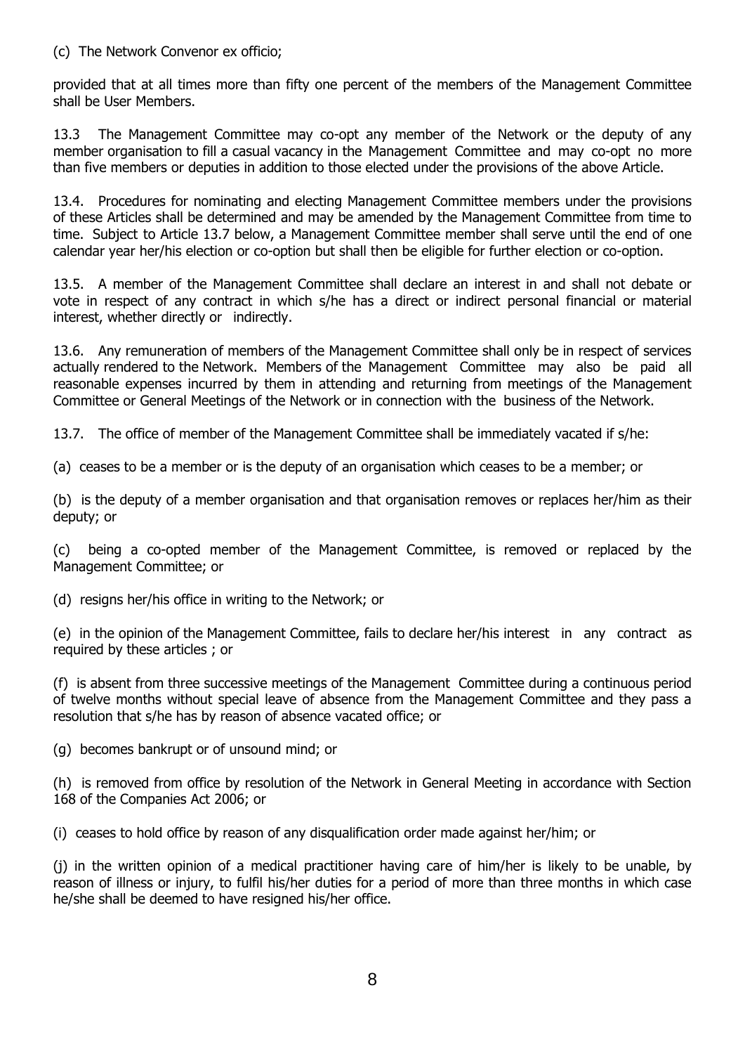(c) The Network Convenor ex officio;

provided that at all times more than fifty one percent of the members of the Management Committee shall be User Members.

13.3 The Management Committee may co-opt any member of the Network or the deputy of any member organisation to fill a casual vacancy in the Management Committee and may co-opt no more than five members or deputies in addition to those elected under the provisions of the above Article.

13.4. Procedures for nominating and electing Management Committee members under the provisions of these Articles shall be determined and may be amended by the Management Committee from time to time. Subject to Article 13.7 below, a Management Committee member shall serve until the end of one calendar year her/his election or co-option but shall then be eligible for further election or co-option.

13.5. A member of the Management Committee shall declare an interest in and shall not debate or vote in respect of any contract in which s/he has a direct or indirect personal financial or material interest, whether directly or indirectly.

13.6. Any remuneration of members of the Management Committee shall only be in respect of services actually rendered to the Network. Members of the Management Committee may also be paid all reasonable expenses incurred by them in attending and returning from meetings of the Management Committee or General Meetings of the Network or in connection with the business of the Network.

13.7. The office of member of the Management Committee shall be immediately vacated if s/he:

(a) ceases to be a member or is the deputy of an organisation which ceases to be a member; or

(b) is the deputy of a member organisation and that organisation removes or replaces her/him as their deputy; or

(c) being a co-opted member of the Management Committee, is removed or replaced by the Management Committee; or

(d) resigns her/his office in writing to the Network; or

(e) in the opinion of the Management Committee, fails to declare her/his interest in any contract as required by these articles ; or

(f) is absent from three successive meetings of the Management Committee during a continuous period of twelve months without special leave of absence from the Management Committee and they pass a resolution that s/he has by reason of absence vacated office; or

(g) becomes bankrupt or of unsound mind; or

(h) is removed from office by resolution of the Network in General Meeting in accordance with Section 168 of the Companies Act 2006; or

(i) ceases to hold office by reason of any disqualification order made against her/him; or

(j) in the written opinion of a medical practitioner having care of him/her is likely to be unable, by reason of illness or injury, to fulfil his/her duties for a period of more than three months in which case he/she shall be deemed to have resigned his/her office.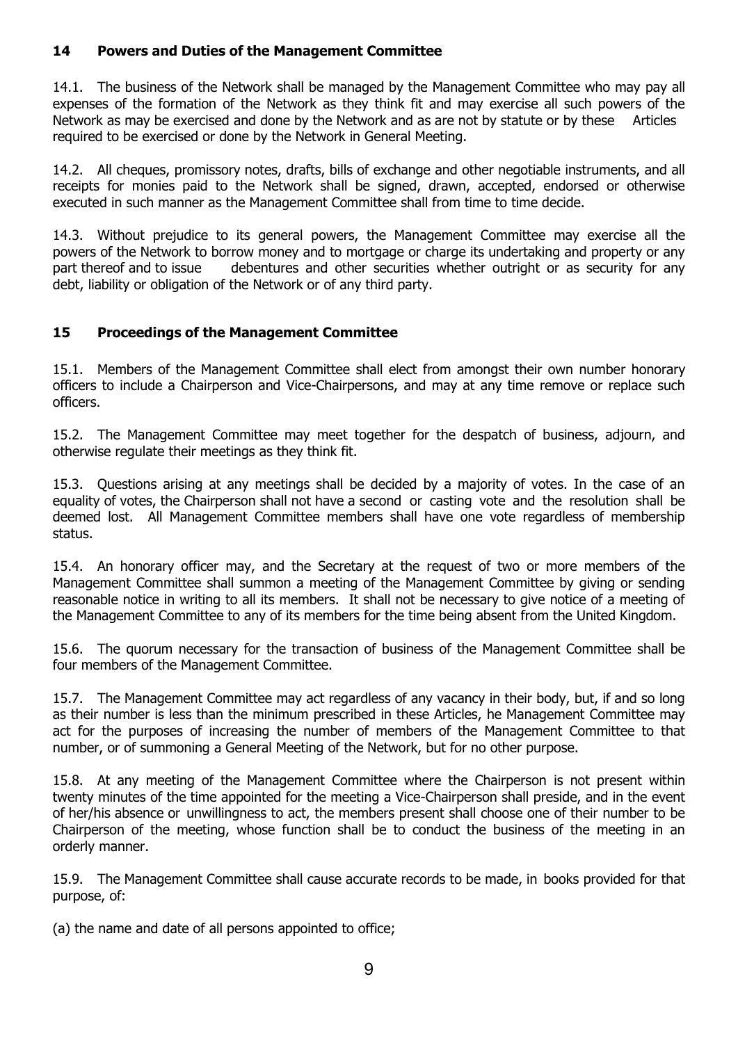## 14 Powers and Duties of the Management Committee

14.1. The business of the Network shall be managed by the Management Committee who may pay all expenses of the formation of the Network as they think fit and may exercise all such powers of the Network as may be exercised and done by the Network and as are not by statute or by these Articles required to be exercised or done by the Network in General Meeting.

14.2. All cheques, promissory notes, drafts, bills of exchange and other negotiable instruments, and all receipts for monies paid to the Network shall be signed, drawn, accepted, endorsed or otherwise executed in such manner as the Management Committee shall from time to time decide.

14.3. Without prejudice to its general powers, the Management Committee may exercise all the powers of the Network to borrow money and to mortgage or charge its undertaking and property or any part thereof and to issue debentures and other securities whether outright or as security for any debt, liability or obligation of the Network or of any third party.

## 15 Proceedings of the Management Committee

15.1. Members of the Management Committee shall elect from amongst their own number honorary officers to include a Chairperson and Vice-Chairpersons, and may at any time remove or replace such officers.

15.2. The Management Committee may meet together for the despatch of business, adjourn, and otherwise regulate their meetings as they think fit.

15.3. Questions arising at any meetings shall be decided by a majority of votes. In the case of an equality of votes, the Chairperson shall not have a second or casting vote and the resolution shall be deemed lost. All Management Committee members shall have one vote regardless of membership status.

15.4. An honorary officer may, and the Secretary at the request of two or more members of the Management Committee shall summon a meeting of the Management Committee by giving or sending reasonable notice in writing to all its members. It shall not be necessary to give notice of a meeting of the Management Committee to any of its members for the time being absent from the United Kingdom.

15.6. The quorum necessary for the transaction of business of the Management Committee shall be four members of the Management Committee.

15.7. The Management Committee may act regardless of any vacancy in their body, but, if and so long as their number is less than the minimum prescribed in these Articles, he Management Committee may act for the purposes of increasing the number of members of the Management Committee to that number, or of summoning a General Meeting of the Network, but for no other purpose.

15.8. At any meeting of the Management Committee where the Chairperson is not present within twenty minutes of the time appointed for the meeting a Vice-Chairperson shall preside, and in the event of her/his absence or unwillingness to act, the members present shall choose one of their number to be Chairperson of the meeting, whose function shall be to conduct the business of the meeting in an orderly manner.

15.9. The Management Committee shall cause accurate records to be made, in books provided for that purpose, of:

(a) the name and date of all persons appointed to office;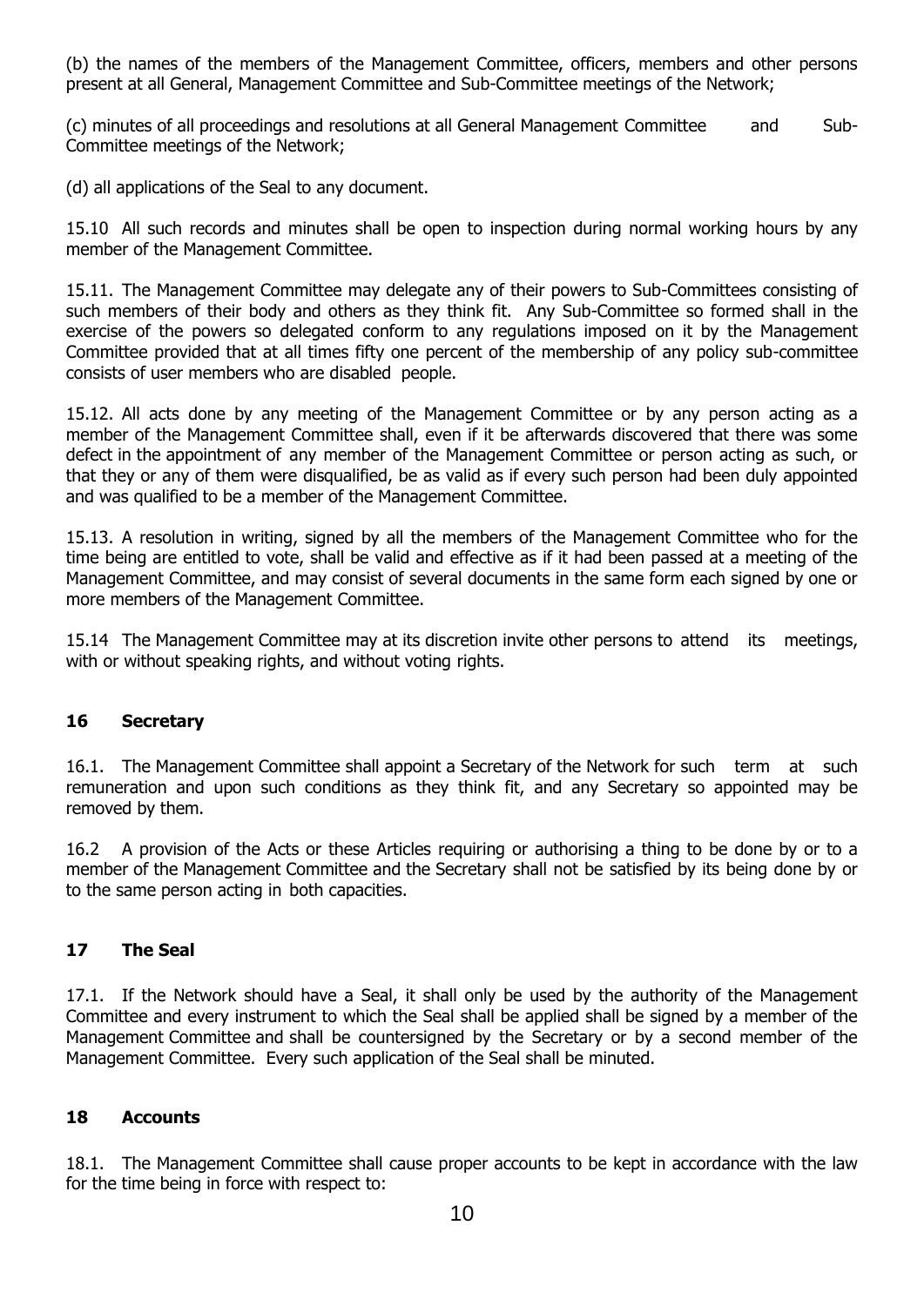(b) the names of the members of the Management Committee, officers, members and other persons present at all General, Management Committee and Sub-Committee meetings of the Network;

(c) minutes of all proceedings and resolutions at all General Management Committee and Sub-Committee meetings of the Network;

(d) all applications of the Seal to any document.

15.10 All such records and minutes shall be open to inspection during normal working hours by any member of the Management Committee.

15.11. The Management Committee may delegate any of their powers to Sub-Committees consisting of such members of their body and others as they think fit. Any Sub-Committee so formed shall in the exercise of the powers so delegated conform to any regulations imposed on it by the Management Committee provided that at all times fifty one percent of the membership of any policy sub-committee consists of user members who are disabled people.

15.12. All acts done by any meeting of the Management Committee or by any person acting as a member of the Management Committee shall, even if it be afterwards discovered that there was some defect in the appointment of any member of the Management Committee or person acting as such, or that they or any of them were disqualified, be as valid as if every such person had been duly appointed and was qualified to be a member of the Management Committee.

15.13. A resolution in writing, signed by all the members of the Management Committee who for the time being are entitled to vote, shall be valid and effective as if it had been passed at a meeting of the Management Committee, and may consist of several documents in the same form each signed by one or more members of the Management Committee.

15.14 The Management Committee may at its discretion invite other persons to attend its meetings, with or without speaking rights, and without voting rights.

## 16 Secretary

16.1. The Management Committee shall appoint a Secretary of the Network for such term at such remuneration and upon such conditions as they think fit, and any Secretary so appointed may be removed by them.

16.2 A provision of the Acts or these Articles requiring or authorising a thing to be done by or to a member of the Management Committee and the Secretary shall not be satisfied by its being done by or to the same person acting in both capacities.

## 17 The Seal

17.1. If the Network should have a Seal, it shall only be used by the authority of the Management Committee and every instrument to which the Seal shall be applied shall be signed by a member of the Management Committee and shall be countersigned by the Secretary or by a second member of the Management Committee. Every such application of the Seal shall be minuted.

## 18 Accounts

18.1. The Management Committee shall cause proper accounts to be kept in accordance with the law for the time being in force with respect to: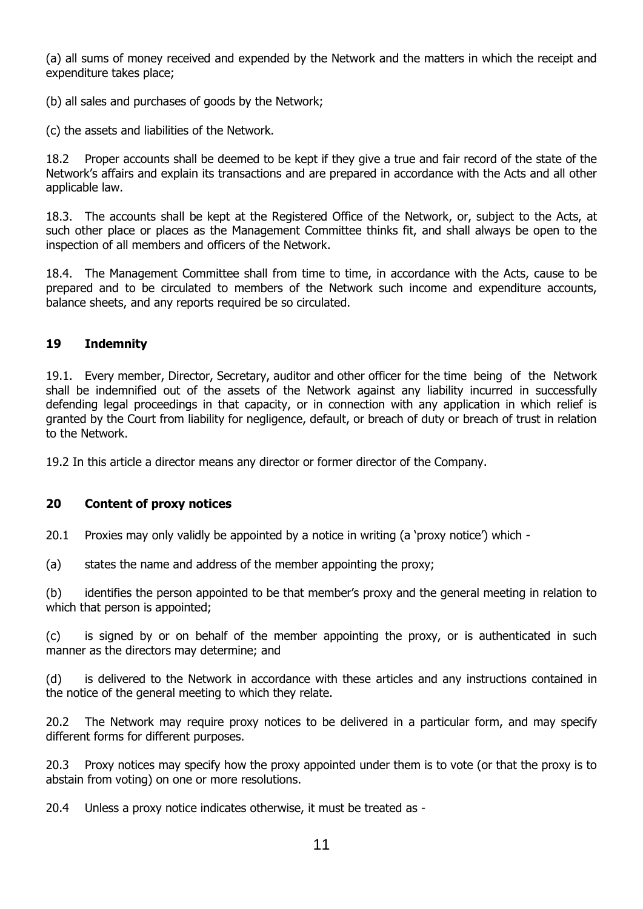(a) all sums of money received and expended by the Network and the matters in which the receipt and expenditure takes place;

(b) all sales and purchases of goods by the Network;

(c) the assets and liabilities of the Network.

18.2 Proper accounts shall be deemed to be kept if they give a true and fair record of the state of the Network's affairs and explain its transactions and are prepared in accordance with the Acts and all other applicable law.

18.3. The accounts shall be kept at the Registered Office of the Network, or, subject to the Acts, at such other place or places as the Management Committee thinks fit, and shall always be open to the inspection of all members and officers of the Network.

18.4. The Management Committee shall from time to time, in accordance with the Acts, cause to be prepared and to be circulated to members of the Network such income and expenditure accounts, balance sheets, and any reports required be so circulated.

## 19 Indemnity

19.1. Every member, Director, Secretary, auditor and other officer for the time being of the Network shall be indemnified out of the assets of the Network against any liability incurred in successfully defending legal proceedings in that capacity, or in connection with any application in which relief is granted by the Court from liability for negligence, default, or breach of duty or breach of trust in relation to the Network.

19.2 In this article a director means any director or former director of the Company.

## 20 Content of proxy notices

20.1 Proxies may only validly be appointed by a notice in writing (a 'proxy notice') which -

(a) states the name and address of the member appointing the proxy;

(b) identifies the person appointed to be that member's proxy and the general meeting in relation to which that person is appointed;

(c) is signed by or on behalf of the member appointing the proxy, or is authenticated in such manner as the directors may determine; and

(d) is delivered to the Network in accordance with these articles and any instructions contained in the notice of the general meeting to which they relate.

20.2 The Network may require proxy notices to be delivered in a particular form, and may specify different forms for different purposes.

20.3 Proxy notices may specify how the proxy appointed under them is to vote (or that the proxy is to abstain from voting) on one or more resolutions.

20.4 Unless a proxy notice indicates otherwise, it must be treated as -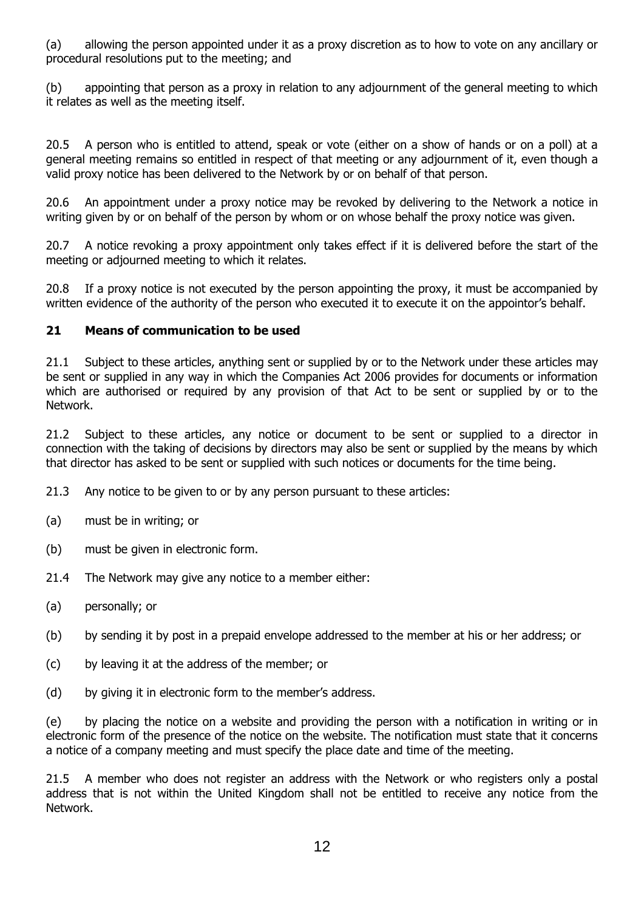(a) allowing the person appointed under it as a proxy discretion as to how to vote on any ancillary or procedural resolutions put to the meeting; and

(b) appointing that person as a proxy in relation to any adjournment of the general meeting to which it relates as well as the meeting itself.

20.5 A person who is entitled to attend, speak or vote (either on a show of hands or on a poll) at a general meeting remains so entitled in respect of that meeting or any adjournment of it, even though a valid proxy notice has been delivered to the Network by or on behalf of that person.

20.6 An appointment under a proxy notice may be revoked by delivering to the Network a notice in writing given by or on behalf of the person by whom or on whose behalf the proxy notice was given.

20.7 A notice revoking a proxy appointment only takes effect if it is delivered before the start of the meeting or adjourned meeting to which it relates.

20.8 If a proxy notice is not executed by the person appointing the proxy, it must be accompanied by written evidence of the authority of the person who executed it to execute it on the appointor's behalf.

## 21 Means of communication to be used

21.1 Subject to these articles, anything sent or supplied by or to the Network under these articles may be sent or supplied in any way in which the Companies Act 2006 provides for documents or information which are authorised or required by any provision of that Act to be sent or supplied by or to the Network.

21.2 Subject to these articles, any notice or document to be sent or supplied to a director in connection with the taking of decisions by directors may also be sent or supplied by the means by which that director has asked to be sent or supplied with such notices or documents for the time being.

21.3 Any notice to be given to or by any person pursuant to these articles:

(a) must be in writing; or

(b) must be given in electronic form.

21.4 The Network may give any notice to a member either:

(a) personally; or

(b) by sending it by post in a prepaid envelope addressed to the member at his or her address; or

(c) by leaving it at the address of the member; or

(d) by giving it in electronic form to the member's address.

(e) by placing the notice on a website and providing the person with a notification in writing or in electronic form of the presence of the notice on the website. The notification must state that it concerns a notice of a company meeting and must specify the place date and time of the meeting.

21.5 A member who does not register an address with the Network or who registers only a postal address that is not within the United Kingdom shall not be entitled to receive any notice from the Network.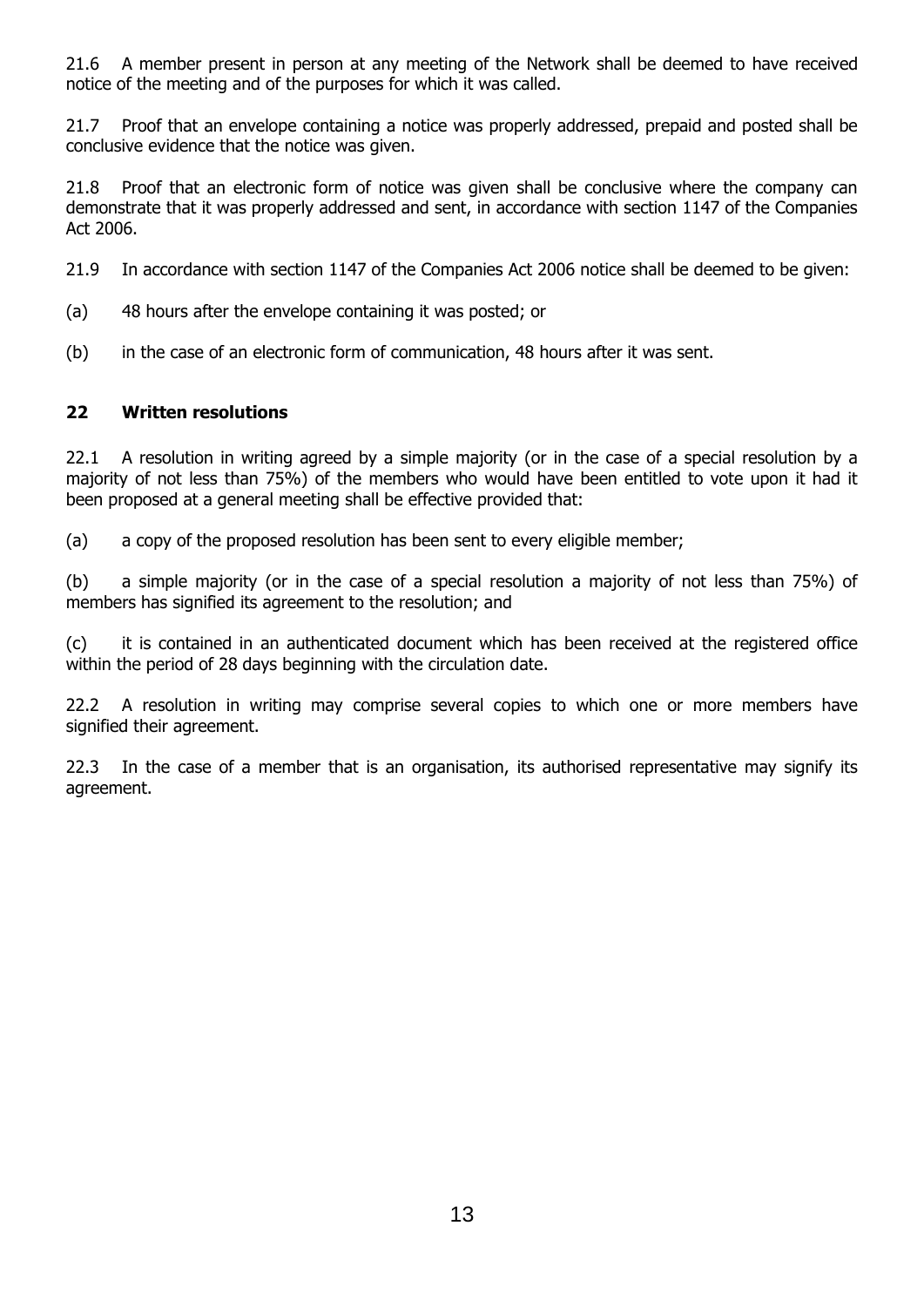21.6 A member present in person at any meeting of the Network shall be deemed to have received notice of the meeting and of the purposes for which it was called.

21.7 Proof that an envelope containing a notice was properly addressed, prepaid and posted shall be conclusive evidence that the notice was given.

21.8 Proof that an electronic form of notice was given shall be conclusive where the company can demonstrate that it was properly addressed and sent, in accordance with section 1147 of the Companies Act 2006.

21.9 In accordance with section 1147 of the Companies Act 2006 notice shall be deemed to be given:

(a) 48 hours after the envelope containing it was posted; or

(b) in the case of an electronic form of communication, 48 hours after it was sent.

## 22 Written resolutions

22.1 A resolution in writing agreed by a simple majority (or in the case of a special resolution by a majority of not less than 75%) of the members who would have been entitled to vote upon it had it been proposed at a general meeting shall be effective provided that:

(a) a copy of the proposed resolution has been sent to every eligible member;

(b) a simple majority (or in the case of a special resolution a majority of not less than 75%) of members has signified its agreement to the resolution; and

(c) it is contained in an authenticated document which has been received at the registered office within the period of 28 days beginning with the circulation date.

22.2 A resolution in writing may comprise several copies to which one or more members have signified their agreement.

22.3 In the case of a member that is an organisation, its authorised representative may signify its agreement.